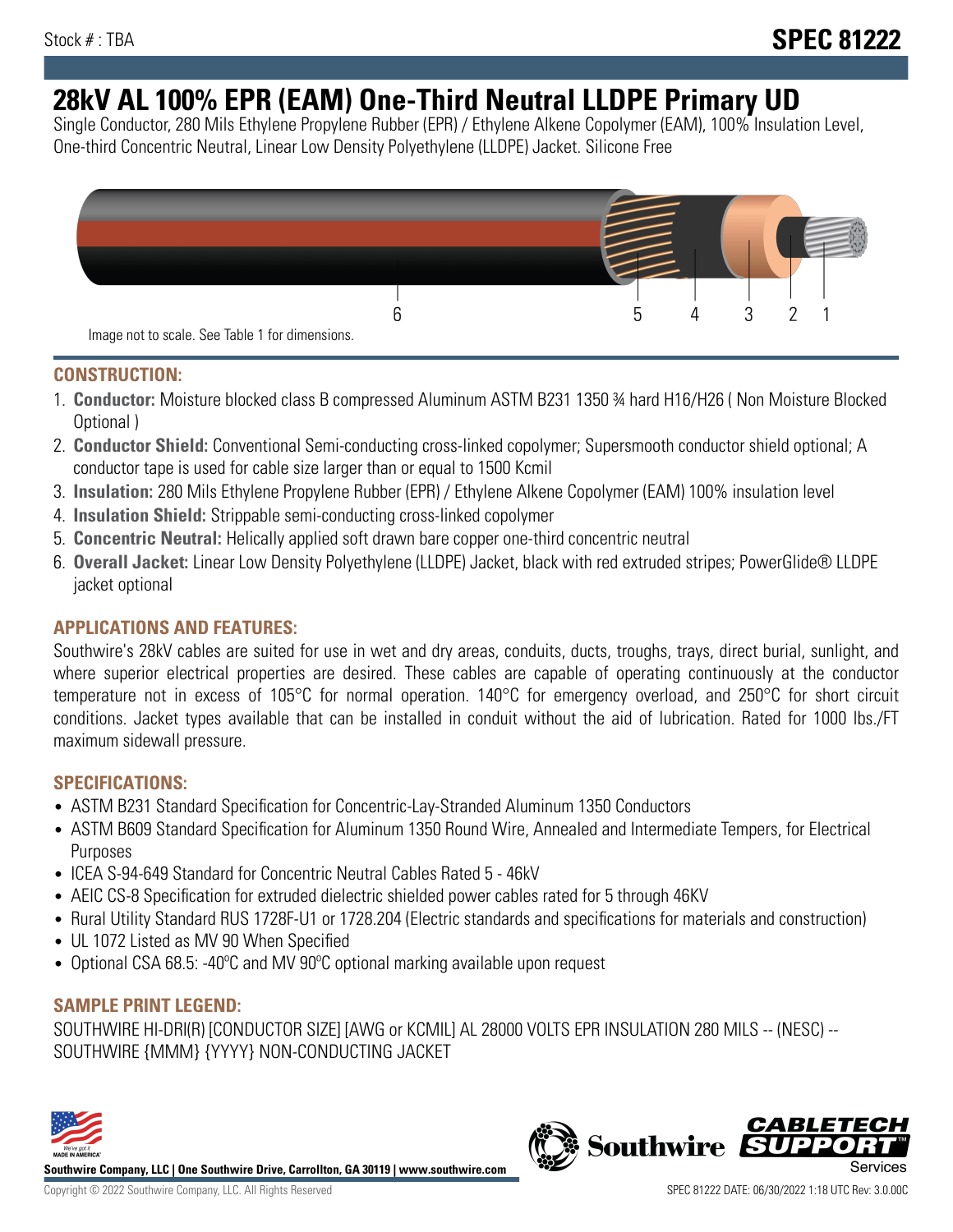Stock # : TBA

**SPEC 81222**

# 28kV AL 100% EPR (EAM) One-Third Neutral LLDPE Primary UD

Single Conductor, 280 Mils Ethylene Propylene Rubber (EPR) / Ethylene Alkene Copolymer (EAM), 100% Insulation Level, One-third Concentric Neutral, Linear Low Density Polyethylene (LLDPE) Jacket. Silicone Free

6 5 4 3 2 1

Image not to scale. See Table 1 for dimensions.

## CONSTRUCTION:

1. **Conductor:** Moisture blocked class B compressed Aluminum ASTM B231 1350 ¾ hard H16/H26 ( Non Moisture Blocked Optional )
2. **Conductor Shield:** Conventional Semi-conducting cross-linked copolymer; Supersmooth conductor shield optional; A conductor tape is used for cable size larger than or equal to 1500 Kcmil
3. **Insulation:** 280 Mils Ethylene Propylene Rubber (EPR) / Ethylene Alkene Copolymer (EAM) 100% insulation level
4. **Insulation Shield:** Strippable semi-conducting cross-linked copolymer
5. **Concentric Neutral:** Helically applied soft drawn bare copper one-third concentric neutral
6. **Overall Jacket:** Linear Low Density Polyethylene (LLDPE) Jacket, black with red extruded stripes; PowerGlide® LLDPE jacket optional

## APPLICATIONS AND FEATURES:

Southwire's 28kV cables are suited for use in wet and dry areas, conduits, ducts, troughs, trays, direct burial, sunlight, and where superior electrical properties are desired. These cables are capable of operating continuously at the conductor temperature not in excess of 105°C for normal operation. 140°C for emergency overload, and 250°C for short circuit conditions. Jacket types available that can be installed in conduit without the aid of lubrication. Rated for 1000 lbs./FT maximum sidewall pressure.

## SPECIFICATIONS:

- ASTM B231 Standard Specification for Concentric-Lay-Stranded Aluminum 1350 Conductors
- ASTM B609 Standard Specification for Aluminum 1350 Round Wire, Annealed and Intermediate Tempers, for Electrical Purposes
- ICEA S-94-649 Standard for Concentric Neutral Cables Rated 5 - 46kV
- AEIC CS-8 Specification for extruded dielectric shielded power cables rated for 5 through 46KV
- Rural Utility Standard RUS 1728F-U1 or 1728.204 (Electric standards and specifications for materials and construction)
- UL 1072 Listed as MV 90 When Specified
- Optional CSA 68.5: -40ºC and MV 90ºC optional marking available upon request

## SAMPLE PRINT LEGEND:

SOUTHWIRE HI-DRI(R) [CONDUCTOR SIZE] [AWG or KCMIL] AL 28000 VOLTS EPR INSULATION 280 MILS -- (NESC) -- SOUTHWIRE {MMM} {YYYY} NON-CONDUCTING JACKET

**Southwire Company, LLC | One Southwire Drive, Carrollton, GA 30119 | www.southwire.com**

Copyright © 2022 Southwire Company, LLC. All Rights Reserved

SPEC 81222 DATE: 06/30/2022 1:18 UTC Rev: 3.0.00C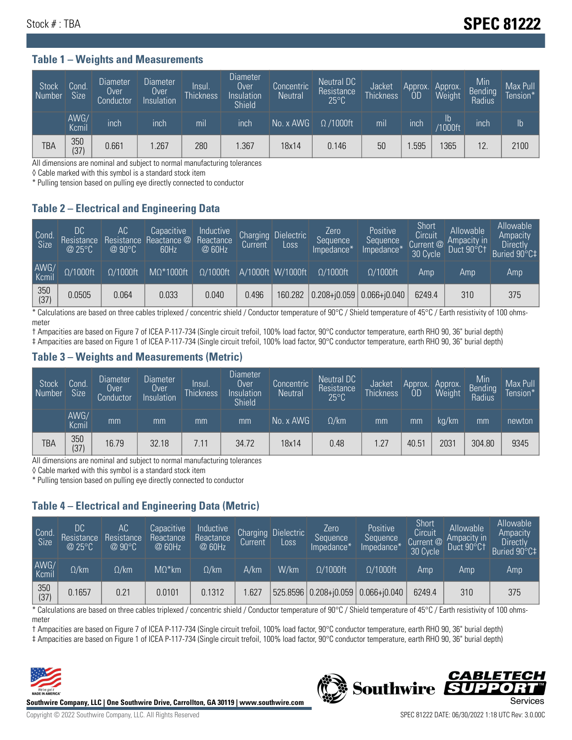Stock # : TBA

# SPEC 81222

## Table 1 – Weights and Measurements

| Stock Number | Cond. Size | Diameter Over Conductor | Diameter Over Insulation | Insul. Thickness | Diameter Over Insulation Shield | Concentric Neutral | Neutral DC Resistance 25°C | Jacket Thickness | Approx. OD | Approx. Weight | Min Bending Radius | Max Pull Tension* |
|---|---|---|---|---|---|---|---|---|---|---|---|---|
| | AWG/ Kcmil | inch | inch | mil | inch | No. x AWG | Ω /1000ft | mil | inch | lb /1000ft | inch | lb |
| TBA | 350 (37) | 0.661 | 1.267 | 280 | 1.367 | 18x14 | 0.146 | 50 | 1.595 | 1365 | 12. | 2100 |

All dimensions are nominal and subject to normal manufacturing tolerances

◊ Cable marked with this symbol is a standard stock item

* Pulling tension based on pulling eye directly connected to conductor

## Table 2 – Electrical and Engineering Data

| Cond. Size | DC Resistance @ 25°C | AC Resistance @ 90°C | Capacitive Reactance @ 60Hz | Inductive Reactance @ 60Hz | Charging Current | Dielectric Loss | Zero Sequence Impedance* | Positive Sequence Impedance* | Short Circuit Current @ 30 Cycle | Allowable Ampacity in Duct 90°C† | Allowable Ampacity Directly Buried 90°C‡ |
|---|---|---|---|---|---|---|---|---|---|---|---|
| AWG/ Kcmil | Ω/1000ft | Ω/1000ft | MΩ*1000ft | Ω/1000ft | A/1000ft | W/1000ft | Ω/1000ft | Ω/1000ft | Amp | Amp | Amp |
| 350 (37) | 0.0505 | 0.064 | 0.033 | 0.040 | 0.496 | 160.282 | 0.208+j0.059 | 0.066+j0.040 | 6249.4 | 310 | 375 |

* Calculations are based on three cables triplexed / concentric shield / Conductor temperature of 90°C / Shield temperature of 45°C / Earth resistivity of 100 ohms-meter

† Ampacities are based on Figure 7 of ICEA P-117-734 (Single circuit trefoil, 100% load factor, 90°C conductor temperature, earth RHO 90, 36" burial depth)

‡ Ampacities are based on Figure 1 of ICEA P-117-734 (Single circuit trefoil, 100% load factor, 90°C conductor temperature, earth RHO 90, 36" burial depth)

## Table 3 – Weights and Measurements (Metric)

| Stock Number | Cond. Size | Diameter Over Conductor | Diameter Over Insulation | Insul. Thickness | Diameter Over Insulation Shield | Concentric Neutral | Neutral DC Resistance 25°C | Jacket Thickness | Approx. OD | Approx. Weight | Min Bending Radius | Max Pull Tension* |
|---|---|---|---|---|---|---|---|---|---|---|---|---|
| | AWG/ Kcmil | mm | mm | mm | mm | No. x AWG | Ω/km | mm | mm | kg/km | mm | newton |
| TBA | 350 (37) | 16.79 | 32.18 | 7.11 | 34.72 | 18x14 | 0.48 | 1.27 | 40.51 | 2031 | 304.80 | 9345 |

All dimensions are nominal and subject to normal manufacturing tolerances

◊ Cable marked with this symbol is a standard stock item

* Pulling tension based on pulling eye directly connected to conductor

## Table 4 – Electrical and Engineering Data (Metric)

| Cond. Size | DC Resistance @ 25°C | AC Resistance @ 90°C | Capacitive Reactance @ 60Hz | Inductive Reactance @ 60Hz | Charging Current | Dielectric Loss | Zero Sequence Impedance* | Positive Sequence Impedance* | Short Circuit Current @ 30 Cycle | Allowable Ampacity in Duct 90°C† | Allowable Ampacity Directly Buried 90°C‡ |
|---|---|---|---|---|---|---|---|---|---|---|---|
| AWG/ Kcmil | Ω/km | Ω/km | MΩ*km | Ω/km | A/km | W/km | Ω/1000ft | Ω/1000ft | Amp | Amp | Amp |
| 350 (37) | 0.1657 | 0.21 | 0.0101 | 0.1312 | 1.627 | 525.8596 | 0.208+j0.059 | 0.066+j0.040 | 6249.4 | 310 | 375 |

* Calculations are based on three cables triplexed / concentric shield / Conductor temperature of 90°C / Shield temperature of 45°C / Earth resistivity of 100 ohms-meter

† Ampacities are based on Figure 7 of ICEA P-117-734 (Single circuit trefoil, 100% load factor, 90°C conductor temperature, earth RHO 90, 36" burial depth)

‡ Ampacities are based on Figure 1 of ICEA P-117-734 (Single circuit trefoil, 100% load factor, 90°C conductor temperature, earth RHO 90, 36" burial depth)

Southwire Company, LLC | One Southwire Drive, Carrollton, GA 30119 | www.southwire.com

Copyright © 2022 Southwire Company, LLC. All Rights Reserved

SPEC 81222 DATE: 06/30/2022 1:18 UTC Rev: 3.0.00C